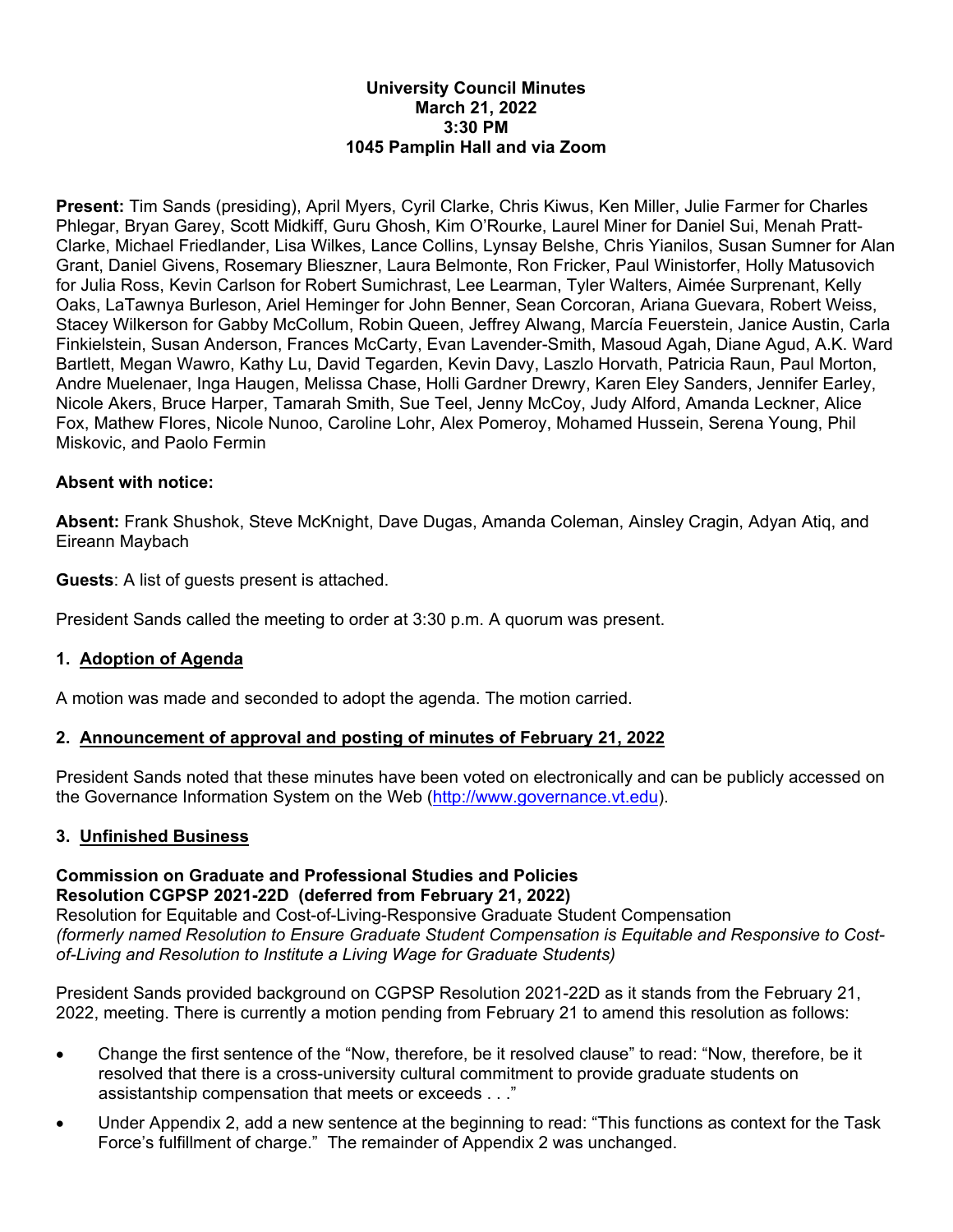**University Council Minutes**
**March 21, 2022**
**3:30 PM**
**1045 Pamplin Hall and via Zoom**

**Present:** Tim Sands (presiding), April Myers, Cyril Clarke, Chris Kiwus, Ken Miller, Julie Farmer for Charles Phlegar, Bryan Garey, Scott Midkiff, Guru Ghosh, Kim O'Rourke, Laurel Miner for Daniel Sui, Menah Pratt-Clarke, Michael Friedlander, Lisa Wilkes, Lance Collins, Lynsay Belshe, Chris Yianilos, Susan Sumner for Alan Grant, Daniel Givens, Rosemary Blieszner, Laura Belmonte, Ron Fricker, Paul Winistorfer, Holly Matusovich for Julia Ross, Kevin Carlson for Robert Sumichrast, Lee Learman, Tyler Walters, Aimée Surprenant, Kelly Oaks, LaTawnya Burleson, Ariel Heminger for John Benner, Sean Corcoran, Ariana Guevara, Robert Weiss, Stacey Wilkerson for Gabby McCollum, Robin Queen, Jeffrey Alwang, Marcía Feuerstein, Janice Austin, Carla Finkielstein, Susan Anderson, Frances McCarty, Evan Lavender-Smith, Masoud Agah, Diane Agud, A.K. Ward Bartlett, Megan Wawro, Kathy Lu, David Tegarden, Kevin Davy, Laszlo Horvath, Patricia Raun, Paul Morton, Andre Muelenaer, Inga Haugen, Melissa Chase, Holli Gardner Drewry, Karen Eley Sanders, Jennifer Earley, Nicole Akers, Bruce Harper, Tamarah Smith, Sue Teel, Jenny McCoy, Judy Alford, Amanda Leckner, Alice Fox, Mathew Flores, Nicole Nunoo, Caroline Lohr, Alex Pomeroy, Mohamed Hussein, Serena Young, Phil Miskovic, and Paolo Fermin

**Absent with notice:**

**Absent:** Frank Shushok, Steve McKnight, Dave Dugas, Amanda Coleman, Ainsley Cragin, Adyan Atiq, and Eireann Maybach

**Guests**: A list of guests present is attached.

President Sands called the meeting to order at 3:30 p.m. A quorum was present.

## 1. Adoption of Agenda

A motion was made and seconded to adopt the agenda. The motion carried.

## 2. Announcement of approval and posting of minutes of February 21, 2022

President Sands noted that these minutes have been voted on electronically and can be publicly accessed on the Governance Information System on the Web (http://www.governance.vt.edu).

## 3. Unfinished Business

**Commission on Graduate and Professional Studies and Policies**
**Resolution CGPSP 2021-22D (deferred from February 21, 2022)**
Resolution for Equitable and Cost-of-Living-Responsive Graduate Student Compensation
*(formerly named Resolution to Ensure Graduate Student Compensation is Equitable and Responsive to Cost-of-Living and Resolution to Institute a Living Wage for Graduate Students)*

President Sands provided background on CGPSP Resolution 2021-22D as it stands from the February 21, 2022, meeting. There is currently a motion pending from February 21 to amend this resolution as follows:

- Change the first sentence of the "Now, therefore, be it resolved clause" to read: "Now, therefore, be it resolved that there is a cross-university cultural commitment to provide graduate students on assistantship compensation that meets or exceeds . . ."
- Under Appendix 2, add a new sentence at the beginning to read: "This functions as context for the Task Force's fulfillment of charge." The remainder of Appendix 2 was unchanged.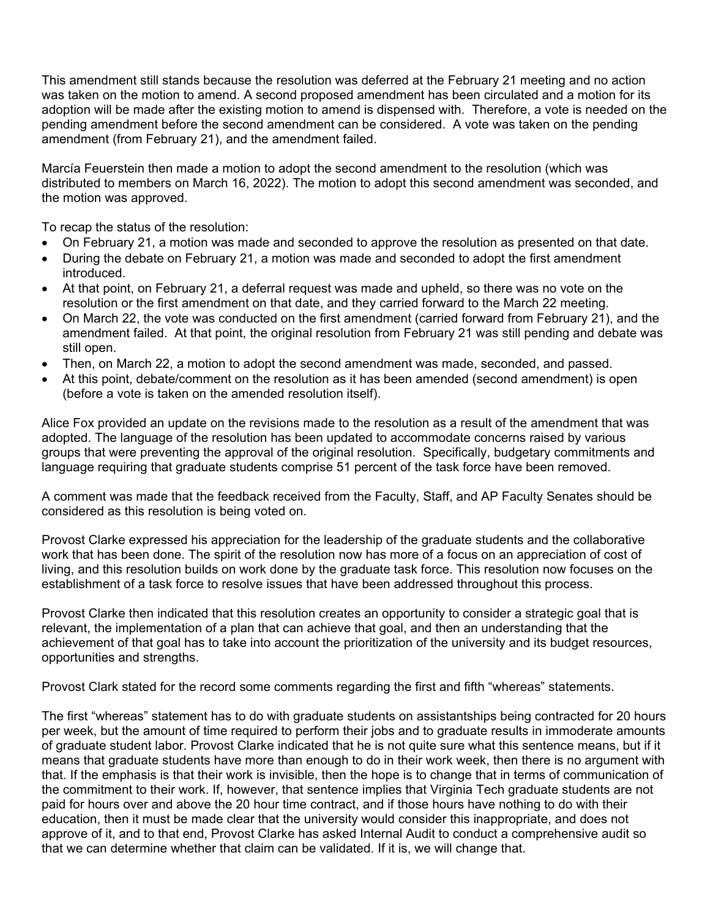This amendment still stands because the resolution was deferred at the February 21 meeting and no action was taken on the motion to amend. A second proposed amendment has been circulated and a motion for its adoption will be made after the existing motion to amend is dispensed with. Therefore, a vote is needed on the pending amendment before the second amendment can be considered. A vote was taken on the pending amendment (from February 21), and the amendment failed.

Marcía Feuerstein then made a motion to adopt the second amendment to the resolution (which was distributed to members on March 16, 2022). The motion to adopt this second amendment was seconded, and the motion was approved.

To recap the status of the resolution:

- On February 21, a motion was made and seconded to approve the resolution as presented on that date.
- During the debate on February 21, a motion was made and seconded to adopt the first amendment introduced.
- At that point, on February 21, a deferral request was made and upheld, so there was no vote on the resolution or the first amendment on that date, and they carried forward to the March 22 meeting.
- On March 22, the vote was conducted on the first amendment (carried forward from February 21), and the amendment failed. At that point, the original resolution from February 21 was still pending and debate was still open.
- Then, on March 22, a motion to adopt the second amendment was made, seconded, and passed.
- At this point, debate/comment on the resolution as it has been amended (second amendment) is open (before a vote is taken on the amended resolution itself).

Alice Fox provided an update on the revisions made to the resolution as a result of the amendment that was adopted. The language of the resolution has been updated to accommodate concerns raised by various groups that were preventing the approval of the original resolution. Specifically, budgetary commitments and language requiring that graduate students comprise 51 percent of the task force have been removed.

A comment was made that the feedback received from the Faculty, Staff, and AP Faculty Senates should be considered as this resolution is being voted on.

Provost Clarke expressed his appreciation for the leadership of the graduate students and the collaborative work that has been done. The spirit of the resolution now has more of a focus on an appreciation of cost of living, and this resolution builds on work done by the graduate task force. This resolution now focuses on the establishment of a task force to resolve issues that have been addressed throughout this process.

Provost Clarke then indicated that this resolution creates an opportunity to consider a strategic goal that is relevant, the implementation of a plan that can achieve that goal, and then an understanding that the achievement of that goal has to take into account the prioritization of the university and its budget resources, opportunities and strengths.

Provost Clark stated for the record some comments regarding the first and fifth "whereas" statements.

The first "whereas" statement has to do with graduate students on assistantships being contracted for 20 hours per week, but the amount of time required to perform their jobs and to graduate results in immoderate amounts of graduate student labor. Provost Clarke indicated that he is not quite sure what this sentence means, but if it means that graduate students have more than enough to do in their work week, then there is no argument with that. If the emphasis is that their work is invisible, then the hope is to change that in terms of communication of the commitment to their work. If, however, that sentence implies that Virginia Tech graduate students are not paid for hours over and above the 20 hour time contract, and if those hours have nothing to do with their education, then it must be made clear that the university would consider this inappropriate, and does not approve of it, and to that end, Provost Clarke has asked Internal Audit to conduct a comprehensive audit so that we can determine whether that claim can be validated. If it is, we will change that.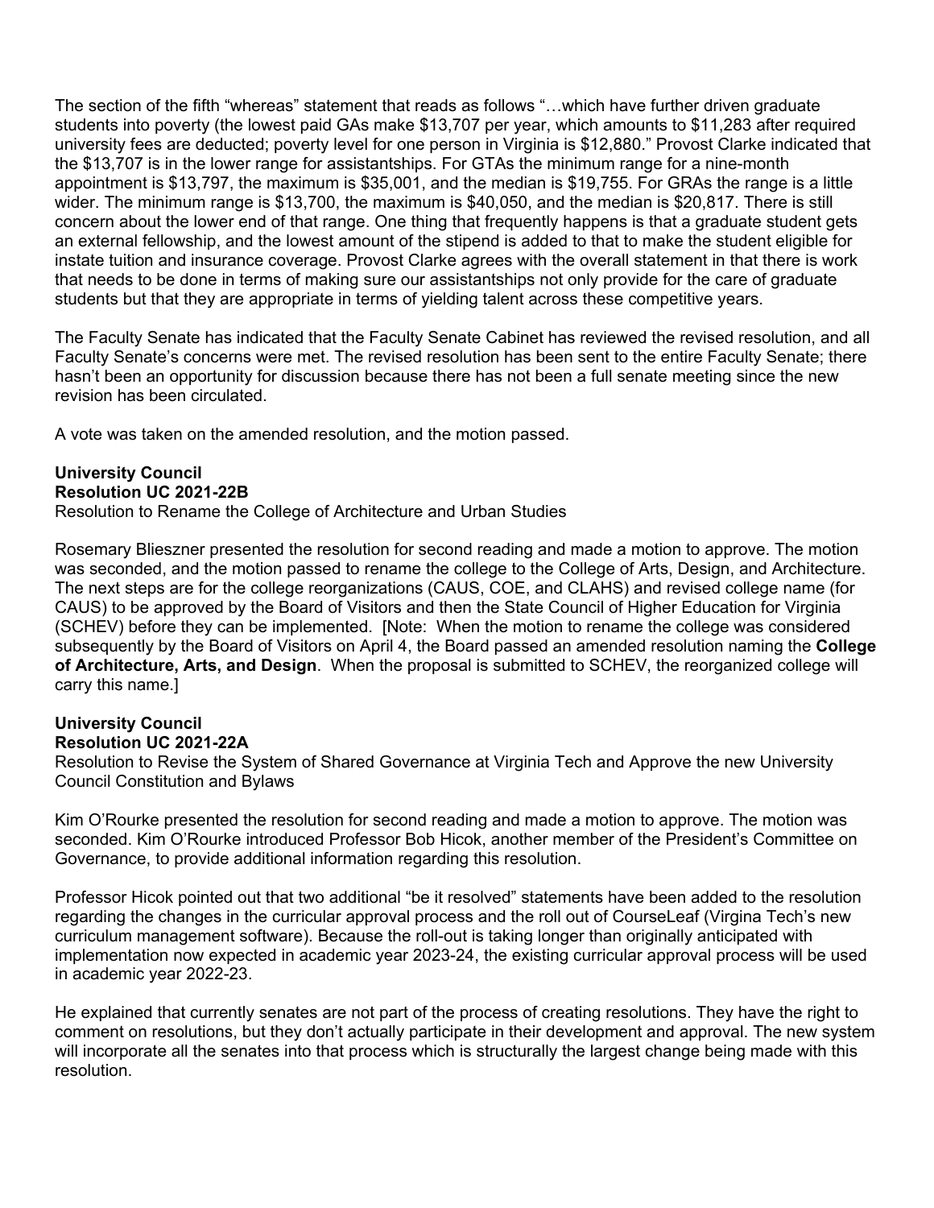The section of the fifth "whereas" statement that reads as follows "…which have further driven graduate students into poverty (the lowest paid GAs make $13,707 per year, which amounts to $11,283 after required university fees are deducted; poverty level for one person in Virginia is $12,880." Provost Clarke indicated that the $13,707 is in the lower range for assistantships. For GTAs the minimum range for a nine-month appointment is $13,797, the maximum is $35,001, and the median is $19,755. For GRAs the range is a little wider. The minimum range is $13,700, the maximum is $40,050, and the median is $20,817. There is still concern about the lower end of that range. One thing that frequently happens is that a graduate student gets an external fellowship, and the lowest amount of the stipend is added to that to make the student eligible for instate tuition and insurance coverage. Provost Clarke agrees with the overall statement in that there is work that needs to be done in terms of making sure our assistantships not only provide for the care of graduate students but that they are appropriate in terms of yielding talent across these competitive years.

The Faculty Senate has indicated that the Faculty Senate Cabinet has reviewed the revised resolution, and all Faculty Senate's concerns were met. The revised resolution has been sent to the entire Faculty Senate; there hasn't been an opportunity for discussion because there has not been a full senate meeting since the new revision has been circulated.

A vote was taken on the amended resolution, and the motion passed.

**University Council**
**Resolution UC 2021-22B**
Resolution to Rename the College of Architecture and Urban Studies

Rosemary Blieszner presented the resolution for second reading and made a motion to approve. The motion was seconded, and the motion passed to rename the college to the College of Arts, Design, and Architecture. The next steps are for the college reorganizations (CAUS, COE, and CLAHS) and revised college name (for CAUS) to be approved by the Board of Visitors and then the State Council of Higher Education for Virginia (SCHEV) before they can be implemented. [Note: When the motion to rename the college was considered subsequently by the Board of Visitors on April 4, the Board passed an amended resolution naming the **College of Architecture, Arts, and Design**. When the proposal is submitted to SCHEV, the reorganized college will carry this name.]

**University Council**
**Resolution UC 2021-22A**
Resolution to Revise the System of Shared Governance at Virginia Tech and Approve the new University Council Constitution and Bylaws

Kim O'Rourke presented the resolution for second reading and made a motion to approve. The motion was seconded. Kim O'Rourke introduced Professor Bob Hicok, another member of the President's Committee on Governance, to provide additional information regarding this resolution.

Professor Hicok pointed out that two additional "be it resolved" statements have been added to the resolution regarding the changes in the curricular approval process and the roll out of CourseLeaf (Virgina Tech's new curriculum management software). Because the roll-out is taking longer than originally anticipated with implementation now expected in academic year 2023-24, the existing curricular approval process will be used in academic year 2022-23.

He explained that currently senates are not part of the process of creating resolutions. They have the right to comment on resolutions, but they don't actually participate in their development and approval. The new system will incorporate all the senates into that process which is structurally the largest change being made with this resolution.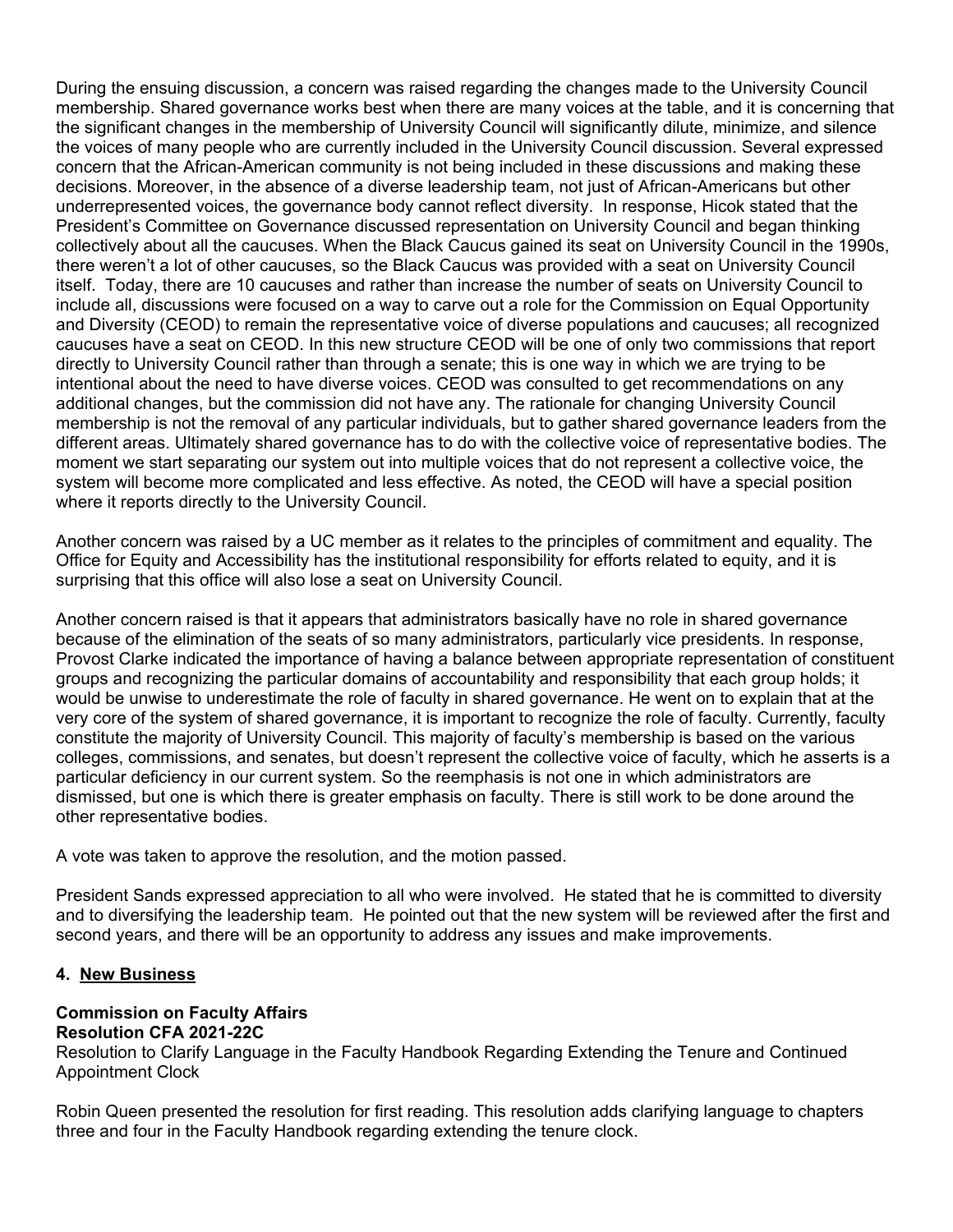During the ensuing discussion, a concern was raised regarding the changes made to the University Council membership. Shared governance works best when there are many voices at the table, and it is concerning that the significant changes in the membership of University Council will significantly dilute, minimize, and silence the voices of many people who are currently included in the University Council discussion. Several expressed concern that the African-American community is not being included in these discussions and making these decisions. Moreover, in the absence of a diverse leadership team, not just of African-Americans but other underrepresented voices, the governance body cannot reflect diversity. In response, Hicok stated that the President's Committee on Governance discussed representation on University Council and began thinking collectively about all the caucuses. When the Black Caucus gained its seat on University Council in the 1990s, there weren't a lot of other caucuses, so the Black Caucus was provided with a seat on University Council itself. Today, there are 10 caucuses and rather than increase the number of seats on University Council to include all, discussions were focused on a way to carve out a role for the Commission on Equal Opportunity and Diversity (CEOD) to remain the representative voice of diverse populations and caucuses; all recognized caucuses have a seat on CEOD. In this new structure CEOD will be one of only two commissions that report directly to University Council rather than through a senate; this is one way in which we are trying to be intentional about the need to have diverse voices. CEOD was consulted to get recommendations on any additional changes, but the commission did not have any. The rationale for changing University Council membership is not the removal of any particular individuals, but to gather shared governance leaders from the different areas. Ultimately shared governance has to do with the collective voice of representative bodies. The moment we start separating our system out into multiple voices that do not represent a collective voice, the system will become more complicated and less effective. As noted, the CEOD will have a special position where it reports directly to the University Council.

Another concern was raised by a UC member as it relates to the principles of commitment and equality. The Office for Equity and Accessibility has the institutional responsibility for efforts related to equity, and it is surprising that this office will also lose a seat on University Council.

Another concern raised is that it appears that administrators basically have no role in shared governance because of the elimination of the seats of so many administrators, particularly vice presidents. In response, Provost Clarke indicated the importance of having a balance between appropriate representation of constituent groups and recognizing the particular domains of accountability and responsibility that each group holds; it would be unwise to underestimate the role of faculty in shared governance. He went on to explain that at the very core of the system of shared governance, it is important to recognize the role of faculty. Currently, faculty constitute the majority of University Council. This majority of faculty's membership is based on the various colleges, commissions, and senates, but doesn't represent the collective voice of faculty, which he asserts is a particular deficiency in our current system. So the reemphasis is not one in which administrators are dismissed, but one is which there is greater emphasis on faculty. There is still work to be done around the other representative bodies.

A vote was taken to approve the resolution, and the motion passed.

President Sands expressed appreciation to all who were involved. He stated that he is committed to diversity and to diversifying the leadership team. He pointed out that the new system will be reviewed after the first and second years, and there will be an opportunity to address any issues and make improvements.

## 4. New Business

**Commission on Faculty Affairs**
**Resolution CFA 2021-22C**
Resolution to Clarify Language in the Faculty Handbook Regarding Extending the Tenure and Continued Appointment Clock

Robin Queen presented the resolution for first reading. This resolution adds clarifying language to chapters three and four in the Faculty Handbook regarding extending the tenure clock.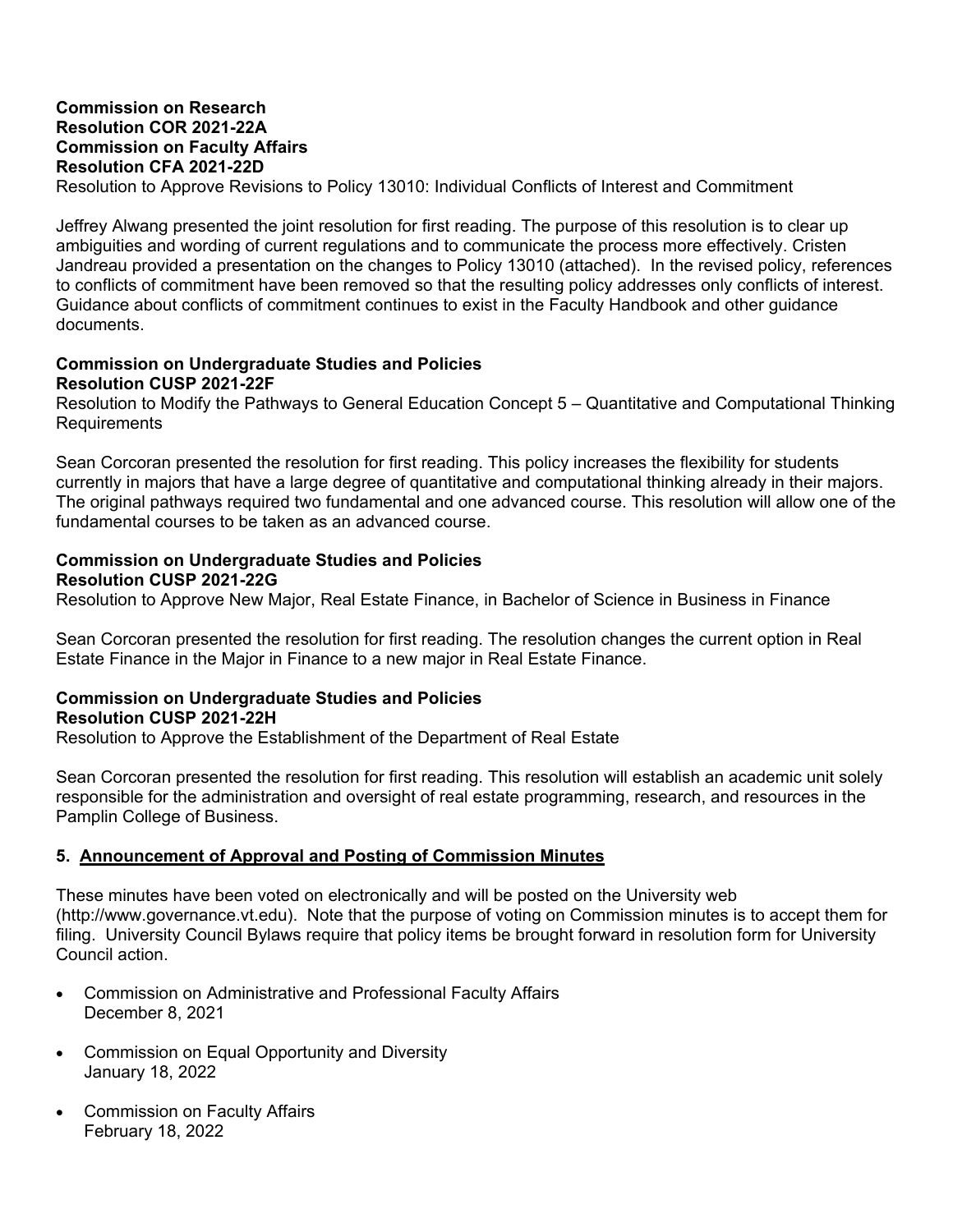**Commission on Research**
**Resolution COR 2021-22A**
**Commission on Faculty Affairs**
**Resolution CFA 2021-22D**
Resolution to Approve Revisions to Policy 13010: Individual Conflicts of Interest and Commitment

Jeffrey Alwang presented the joint resolution for first reading. The purpose of this resolution is to clear up ambiguities and wording of current regulations and to communicate the process more effectively. Cristen Jandreau provided a presentation on the changes to Policy 13010 (attached). In the revised policy, references to conflicts of commitment have been removed so that the resulting policy addresses only conflicts of interest. Guidance about conflicts of commitment continues to exist in the Faculty Handbook and other guidance documents.

**Commission on Undergraduate Studies and Policies**
**Resolution CUSP 2021-22F**
Resolution to Modify the Pathways to General Education Concept 5 – Quantitative and Computational Thinking Requirements

Sean Corcoran presented the resolution for first reading. This policy increases the flexibility for students currently in majors that have a large degree of quantitative and computational thinking already in their majors. The original pathways required two fundamental and one advanced course. This resolution will allow one of the fundamental courses to be taken as an advanced course.

**Commission on Undergraduate Studies and Policies**
**Resolution CUSP 2021-22G**
Resolution to Approve New Major, Real Estate Finance, in Bachelor of Science in Business in Finance

Sean Corcoran presented the resolution for first reading. The resolution changes the current option in Real Estate Finance in the Major in Finance to a new major in Real Estate Finance.

**Commission on Undergraduate Studies and Policies**
**Resolution CUSP 2021-22H**
Resolution to Approve the Establishment of the Department of Real Estate

Sean Corcoran presented the resolution for first reading. This resolution will establish an academic unit solely responsible for the administration and oversight of real estate programming, research, and resources in the Pamplin College of Business.

**5. <u>Announcement of Approval and Posting of Commission Minutes</u>**

These minutes have been voted on electronically and will be posted on the University web (http://www.governance.vt.edu). Note that the purpose of voting on Commission minutes is to accept them for filing. University Council Bylaws require that policy items be brought forward in resolution form for University Council action.

- Commission on Administrative and Professional Faculty Affairs
  December 8, 2021
- Commission on Equal Opportunity and Diversity
  January 18, 2022
- Commission on Faculty Affairs
  February 18, 2022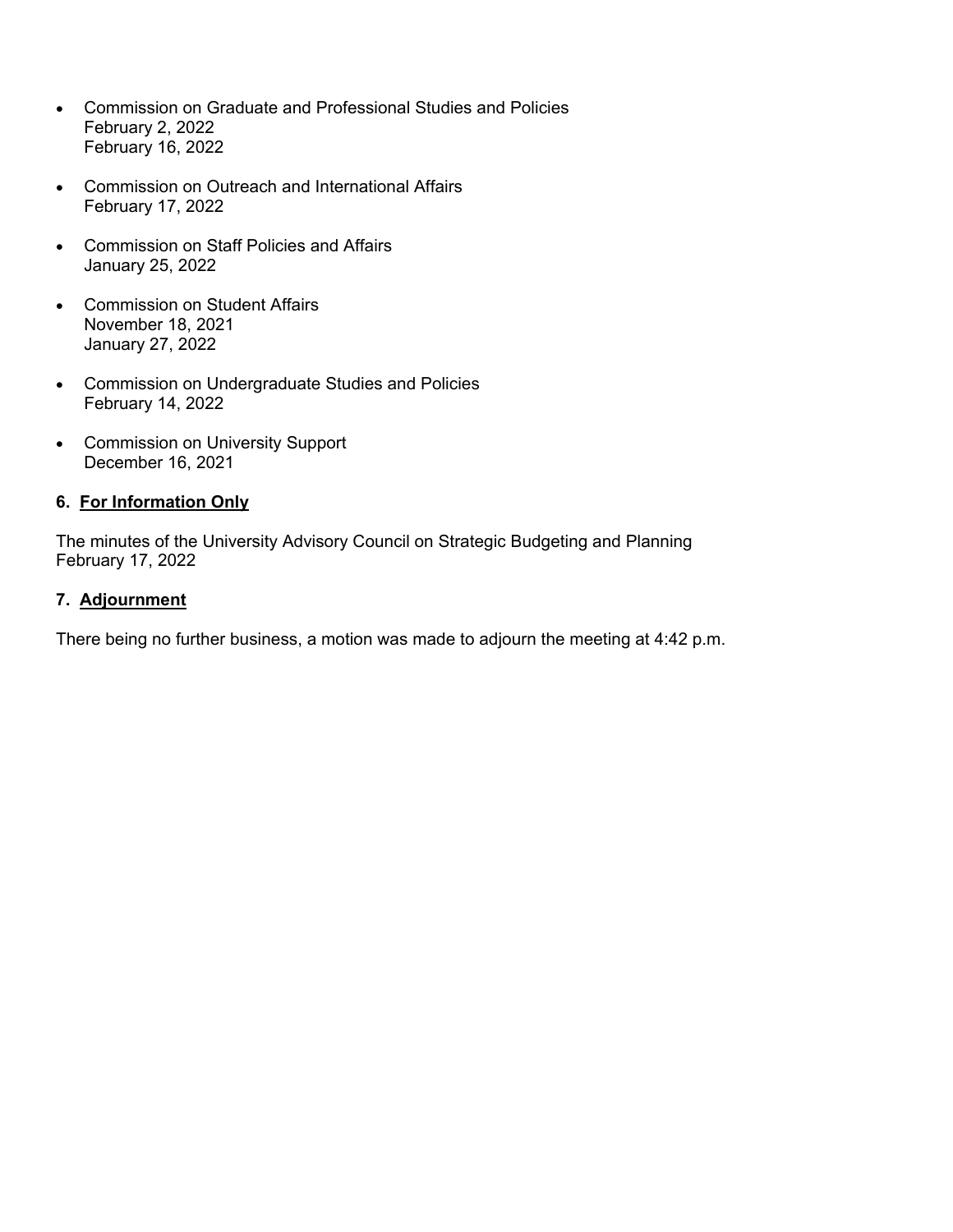- Commission on Graduate and Professional Studies and Policies
  February 2, 2022
  February 16, 2022

- Commission on Outreach and International Affairs
  February 17, 2022

- Commission on Staff Policies and Affairs
  January 25, 2022

- Commission on Student Affairs
  November 18, 2021
  January 27, 2022

- Commission on Undergraduate Studies and Policies
  February 14, 2022

- Commission on University Support
  December 16, 2021

### 6. For Information Only

The minutes of the University Advisory Council on Strategic Budgeting and Planning
February 17, 2022

### 7. Adjournment

There being no further business, a motion was made to adjourn the meeting at 4:42 p.m.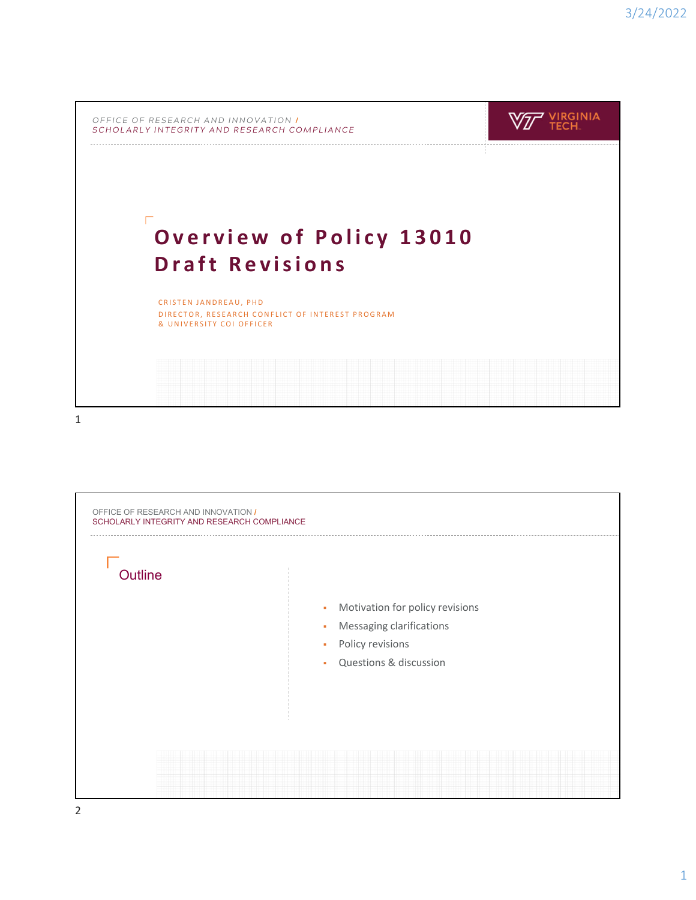OFFICE OF RESEARCH AND INNOVATION /
SCHOLARLY INTEGRITY AND RESEARCH COMPLIANCE

# Overview of Policy 13010 Draft Revisions

CRISTEN JANDREAU, PHD
DIRECTOR, RESEARCH CONFLICT OF INTEREST PROGRAM
& UNIVERSITY COI OFFICER

OFFICE OF RESEARCH AND INNOVATION /
SCHOLARLY INTEGRITY AND RESEARCH COMPLIANCE

## Outline

- Motivation for policy revisions
- Messaging clarifications
- Policy revisions
- Questions & discussion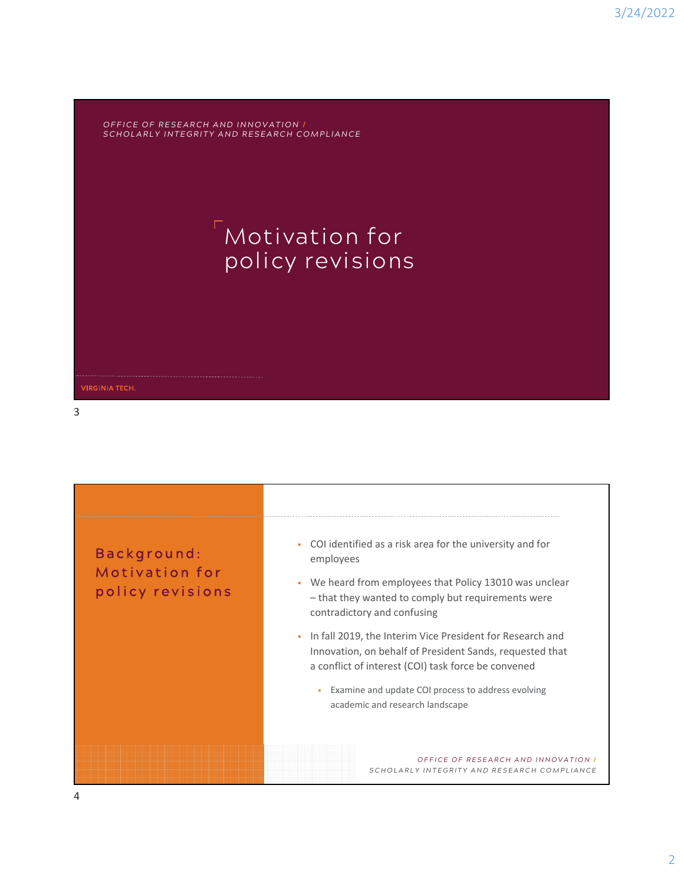OFFICE OF RESEARCH AND INNOVATION / SCHOLARLY INTEGRITY AND RESEARCH COMPLIANCE

# Motivation for policy revisions

VIRGINIA TECH.

## Background: Motivation for policy revisions

- COI identified as a risk area for the university and for employees
- We heard from employees that Policy 13010 was unclear – that they wanted to comply but requirements were contradictory and confusing
- In fall 2019, the Interim Vice President for Research and Innovation, on behalf of President Sands, requested that a conflict of interest (COI) task force be convened
  - Examine and update COI process to address evolving academic and research landscape

OFFICE OF RESEARCH AND INNOVATION / SCHOLARLY INTEGRITY AND RESEARCH COMPLIANCE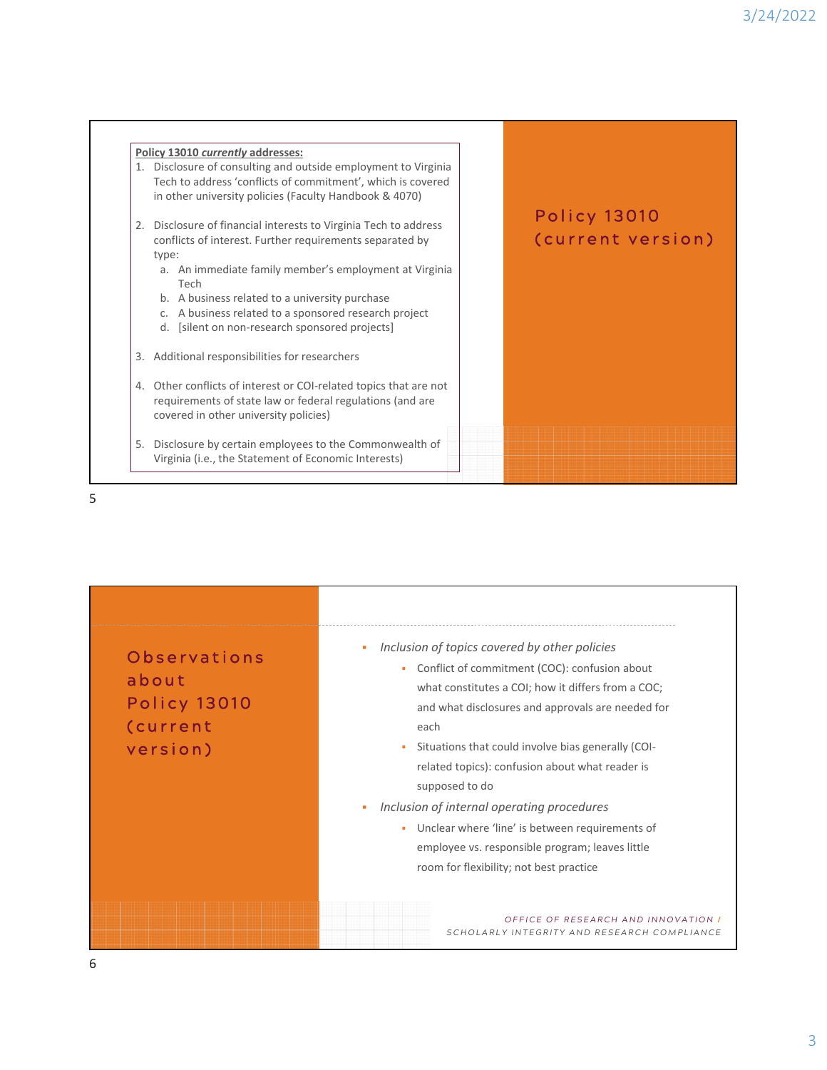## Policy 13010 (current version)

**Policy 13010 *currently* addresses:**

1. Disclosure of consulting and outside employment to Virginia Tech to address 'conflicts of commitment', which is covered in other university policies (Faculty Handbook & 4070)
2. Disclosure of financial interests to Virginia Tech to address conflicts of interest. Further requirements separated by type:
   a. An immediate family member's employment at Virginia Tech
   b. A business related to a university purchase
   c. A business related to a sponsored research project
   d. [silent on non-research sponsored projects]
3. Additional responsibilities for researchers
4. Other conflicts of interest or COI-related topics that are not requirements of state law or federal regulations (and are covered in other university policies)
5. Disclosure by certain employees to the Commonwealth of Virginia (i.e., the Statement of Economic Interests)

## Observations about Policy 13010 (current version)

- *Inclusion of topics covered by other policies*
  - Conflict of commitment (COC): confusion about what constitutes a COI; how it differs from a COC; and what disclosures and approvals are needed for each
  - Situations that could involve bias generally (COI-related topics): confusion about what reader is supposed to do
- *Inclusion of internal operating procedures*
  - Unclear where 'line' is between requirements of employee vs. responsible program; leaves little room for flexibility; not best practice

*OFFICE OF RESEARCH AND INNOVATION / SCHOLARLY INTEGRITY AND RESEARCH COMPLIANCE*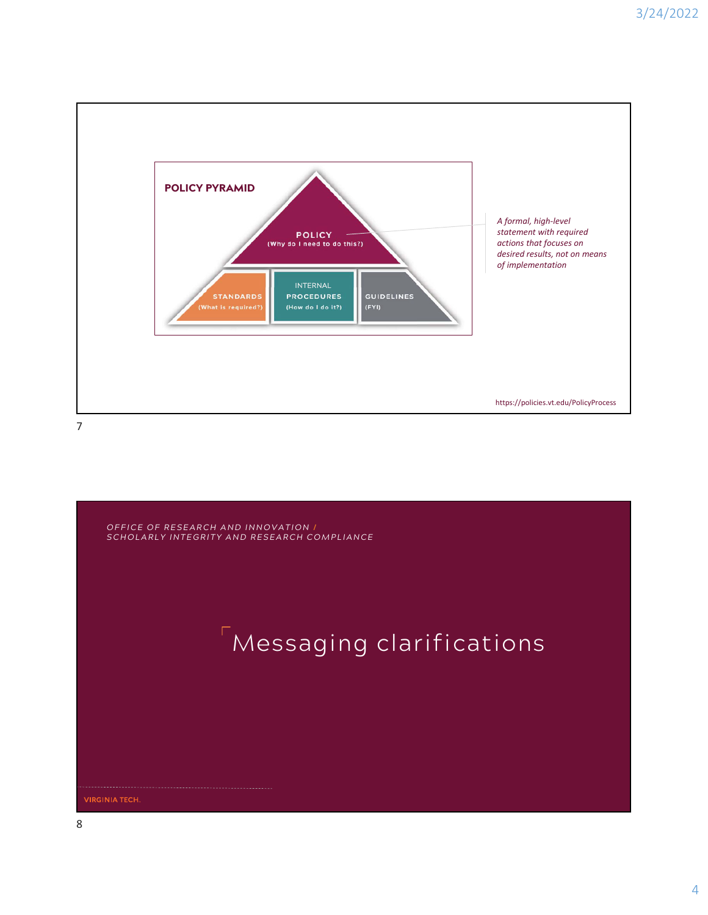**POLICY PYRAMID**

**POLICY**
(Why do I need to do this?)

**STANDARDS**
(What is required?)

INTERNAL
**PROCEDURES**
(How do I do it?)

**GUIDELINES**
(FYI)

*A formal, high-level statement with required actions that focuses on desired results, not on means of implementation*

https://policies.vt.edu/PolicyProcess

*OFFICE OF RESEARCH AND INNOVATION / SCHOLARLY INTEGRITY AND RESEARCH COMPLIANCE*

# Messaging clarifications

VIRGINIA TECH.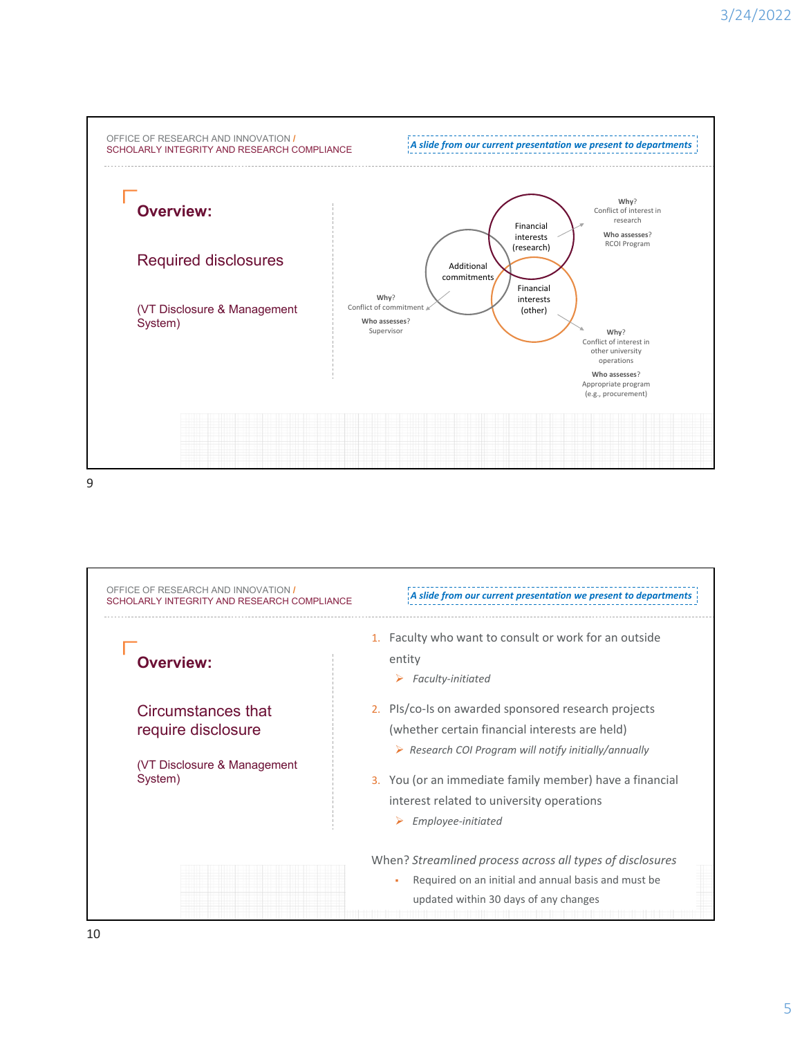OFFICE OF RESEARCH AND INNOVATION / SCHOLARLY INTEGRITY AND RESEARCH COMPLIANCE

*A slide from our current presentation we present to departments*

## Overview:

### Required disclosures

(VT Disclosure & Management System)

- **Financial interests (research)**
  - **Why?** Conflict of interest in research
  - **Who assesses?** RCOI Program
- **Additional commitments**
  - **Why?** Conflict of commitment
  - **Who assesses?** Supervisor
- **Financial interests (other)**
  - **Why?** Conflict of interest in other university operations
  - **Who assesses?** Appropriate program (e.g., procurement)

---

OFFICE OF RESEARCH AND INNOVATION / SCHOLARLY INTEGRITY AND RESEARCH COMPLIANCE

*A slide from our current presentation we present to departments*

## Overview:

### Circumstances that require disclosure

(VT Disclosure & Management System)

1. Faculty who want to consult or work for an outside entity
   - *Faculty-initiated*
2. PIs/co-Is on awarded sponsored research projects (whether certain financial interests are held)
   - *Research COI Program will notify initially/annually*
3. You (or an immediate family member) have a financial interest related to university operations
   - *Employee-initiated*

When? *Streamlined process across all types of disclosures*

- Required on an initial and annual basis and must be updated within 30 days of any changes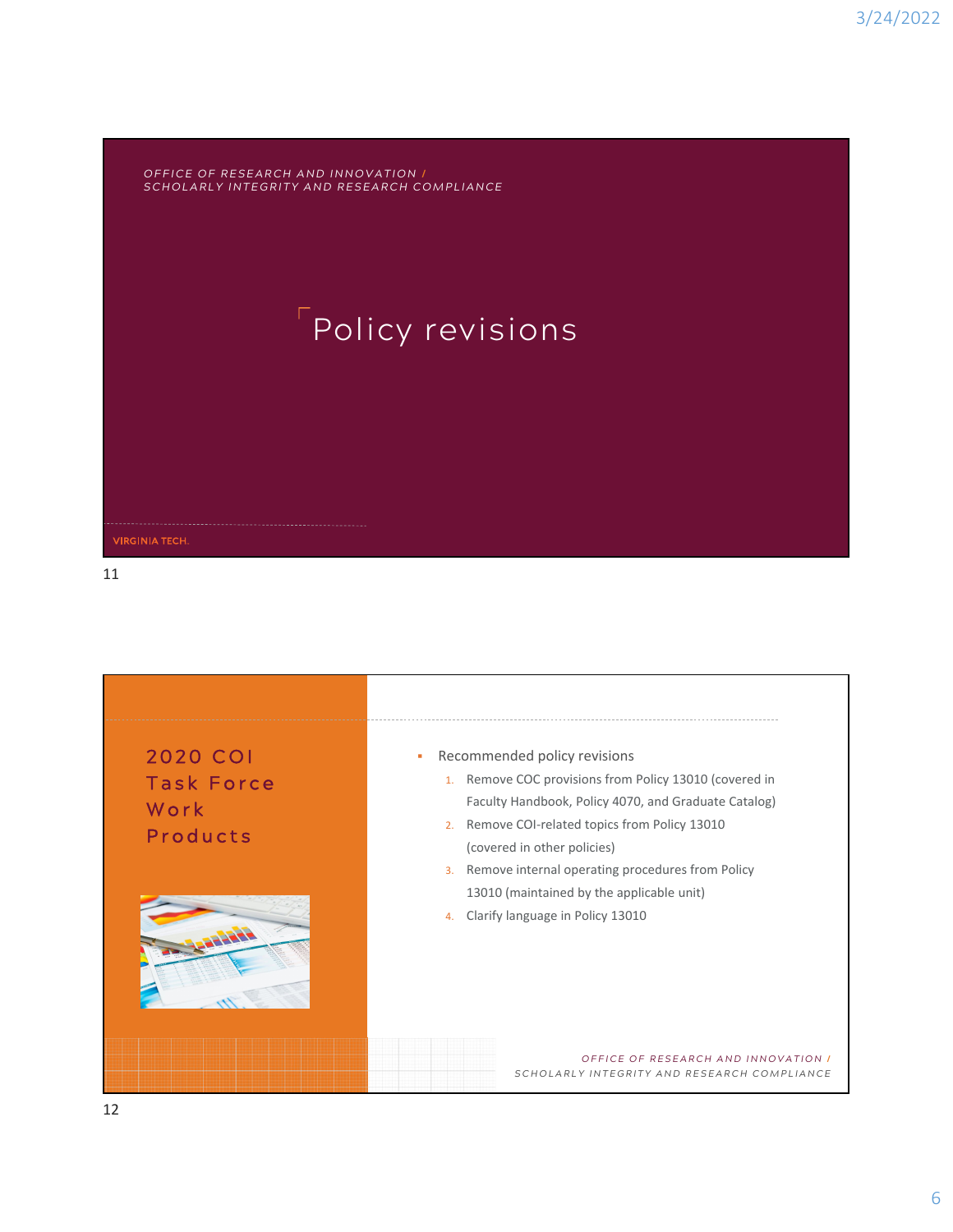*OFFICE OF RESEARCH AND INNOVATION / SCHOLARLY INTEGRITY AND RESEARCH COMPLIANCE*

# Policy revisions

VIRGINIA TECH.

## 2020 COI Task Force Work Products

- Recommended policy revisions
  1. Remove COC provisions from Policy 13010 (covered in Faculty Handbook, Policy 4070, and Graduate Catalog)
  2. Remove COI-related topics from Policy 13010 (covered in other policies)
  3. Remove internal operating procedures from Policy 13010 (maintained by the applicable unit)
  4. Clarify language in Policy 13010

*OFFICE OF RESEARCH AND INNOVATION / SCHOLARLY INTEGRITY AND RESEARCH COMPLIANCE*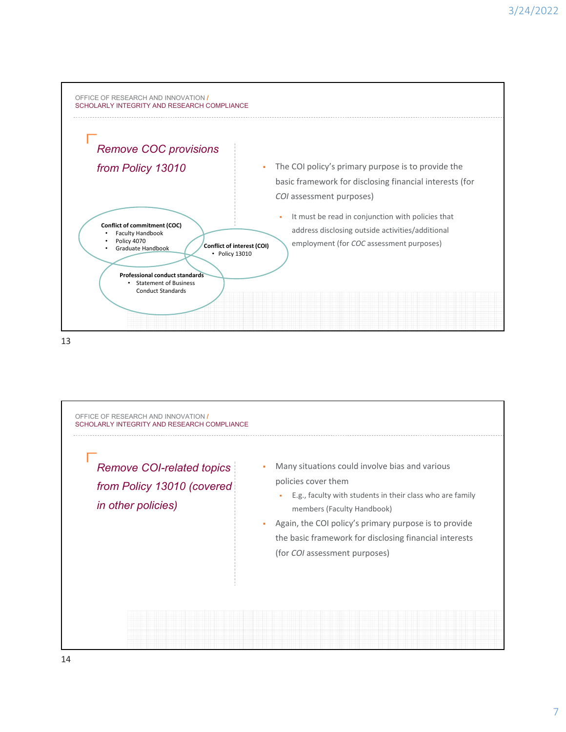OFFICE OF RESEARCH AND INNOVATION /
SCHOLARLY INTEGRITY AND RESEARCH COMPLIANCE

## *Remove COC provisions from Policy 13010*

**Conflict of commitment (COC)**
- Faculty Handbook
- Policy 4070
- Graduate Handbook

**Conflict of interest (COI)**
- Policy 13010

**Professional conduct standards**
- Statement of Business Conduct Standards

- The COI policy's primary purpose is to provide the basic framework for disclosing financial interests (for *COI* assessment purposes)
  - It must be read in conjunction with policies that address disclosing outside activities/additional employment (for *COC* assessment purposes)

---

OFFICE OF RESEARCH AND INNOVATION /
SCHOLARLY INTEGRITY AND RESEARCH COMPLIANCE

## *Remove COI-related topics from Policy 13010 (covered in other policies)*

- Many situations could involve bias and various policies cover them
  - E.g., faculty with students in their class who are family members (Faculty Handbook)
- Again, the COI policy's primary purpose is to provide the basic framework for disclosing financial interests (for *COI* assessment purposes)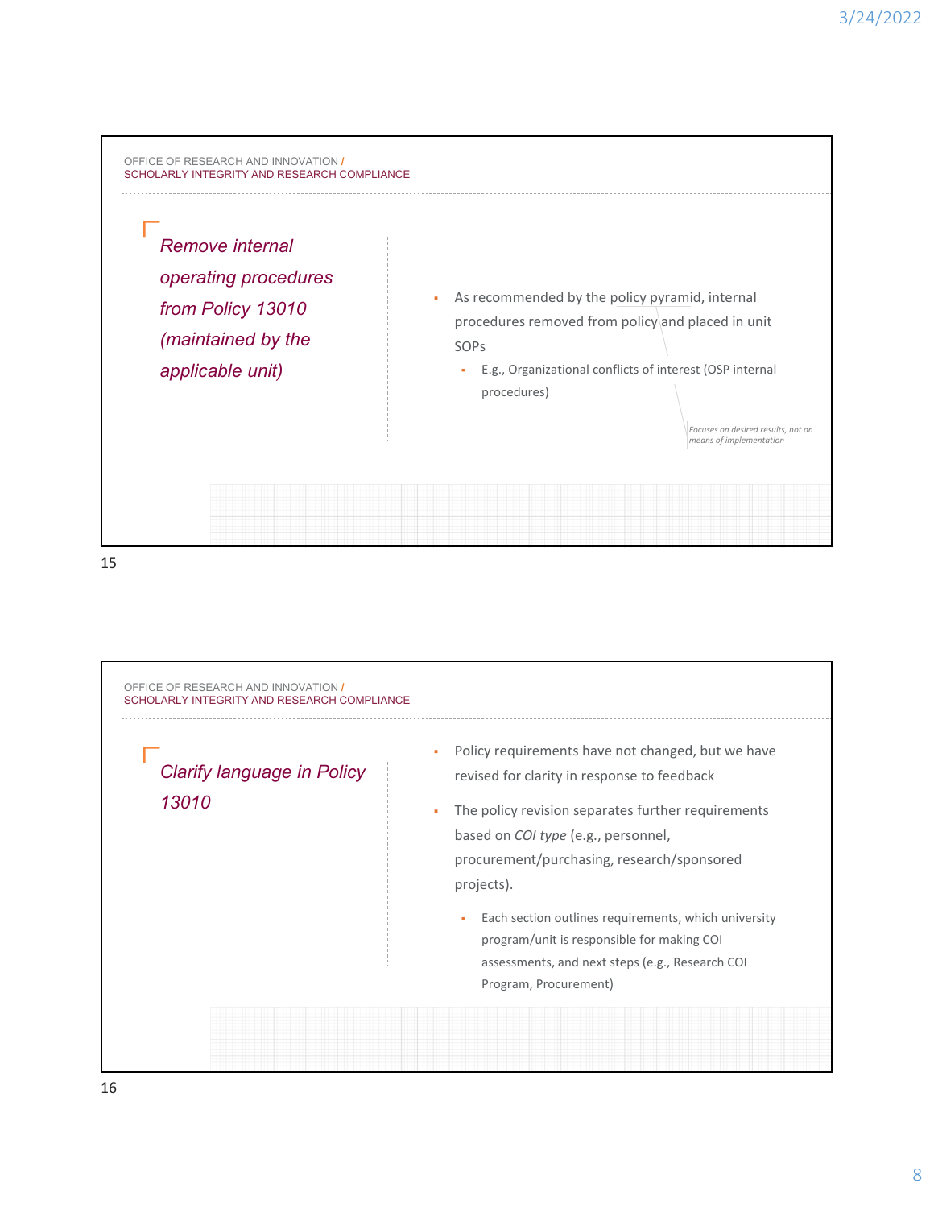OFFICE OF RESEARCH AND INNOVATION /
SCHOLARLY INTEGRITY AND RESEARCH COMPLIANCE

## *Remove internal operating procedures from Policy 13010 (maintained by the applicable unit)*

- As recommended by the policy pyramid, internal procedures removed from policy and placed in unit SOPs
  - E.g., Organizational conflicts of interest (OSP internal procedures)

*Focuses on desired results, not on means of implementation*

OFFICE OF RESEARCH AND INNOVATION /
SCHOLARLY INTEGRITY AND RESEARCH COMPLIANCE

## *Clarify language in Policy 13010*

- Policy requirements have not changed, but we have revised for clarity in response to feedback
- The policy revision separates further requirements based on *COI type* (e.g., personnel, procurement/purchasing, research/sponsored projects).
  - Each section outlines requirements, which university program/unit is responsible for making COI assessments, and next steps (e.g., Research COI Program, Procurement)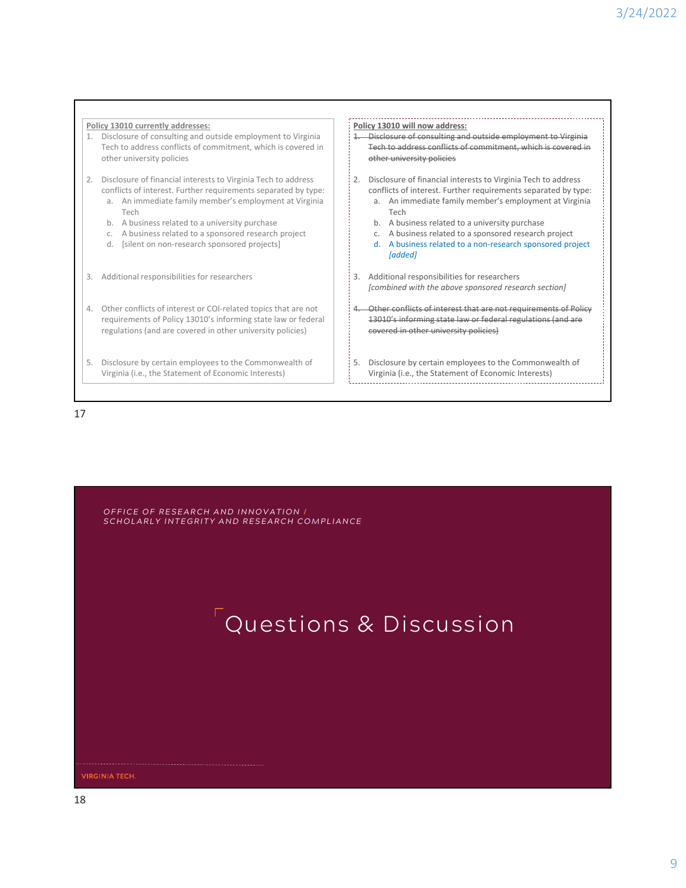**Policy 13010 currently addresses:**

1. Disclosure of consulting and outside employment to Virginia Tech to address conflicts of commitment, which is covered in other university policies
2. Disclosure of financial interests to Virginia Tech to address conflicts of interest. Further requirements separated by type:
   a. An immediate family member's employment at Virginia Tech
   b. A business related to a university purchase
   c. A business related to a sponsored research project
   d. [silent on non-research sponsored projects]
3. Additional responsibilities for researchers
4. Other conflicts of interest or COI-related topics that are not requirements of Policy 13010's informing state law or federal regulations (and are covered in other university policies)
5. Disclosure by certain employees to the Commonwealth of Virginia (i.e., the Statement of Economic Interests)

**Policy 13010 will now address:**

1. ~~Disclosure of consulting and outside employment to Virginia Tech to address conflicts of commitment, which is covered in other university policies~~
2. Disclosure of financial interests to Virginia Tech to address conflicts of interest. Further requirements separated by type:
   a. An immediate family member's employment at Virginia Tech
   b. A business related to a university purchase
   c. A business related to a sponsored research project
   d. A business related to a non-research sponsored project *[added]*
3. Additional responsibilities for researchers *[combined with the above sponsored research section]*
4. ~~Other conflicts of interest that are not requirements of Policy 13010's informing state law or federal regulations (and are covered in other university policies)~~
5. Disclosure by certain employees to the Commonwealth of Virginia (i.e., the Statement of Economic Interests)

17

OFFICE OF RESEARCH AND INNOVATION / SCHOLARLY INTEGRITY AND RESEARCH COMPLIANCE

# Questions & Discussion

VIRGINIA TECH.

18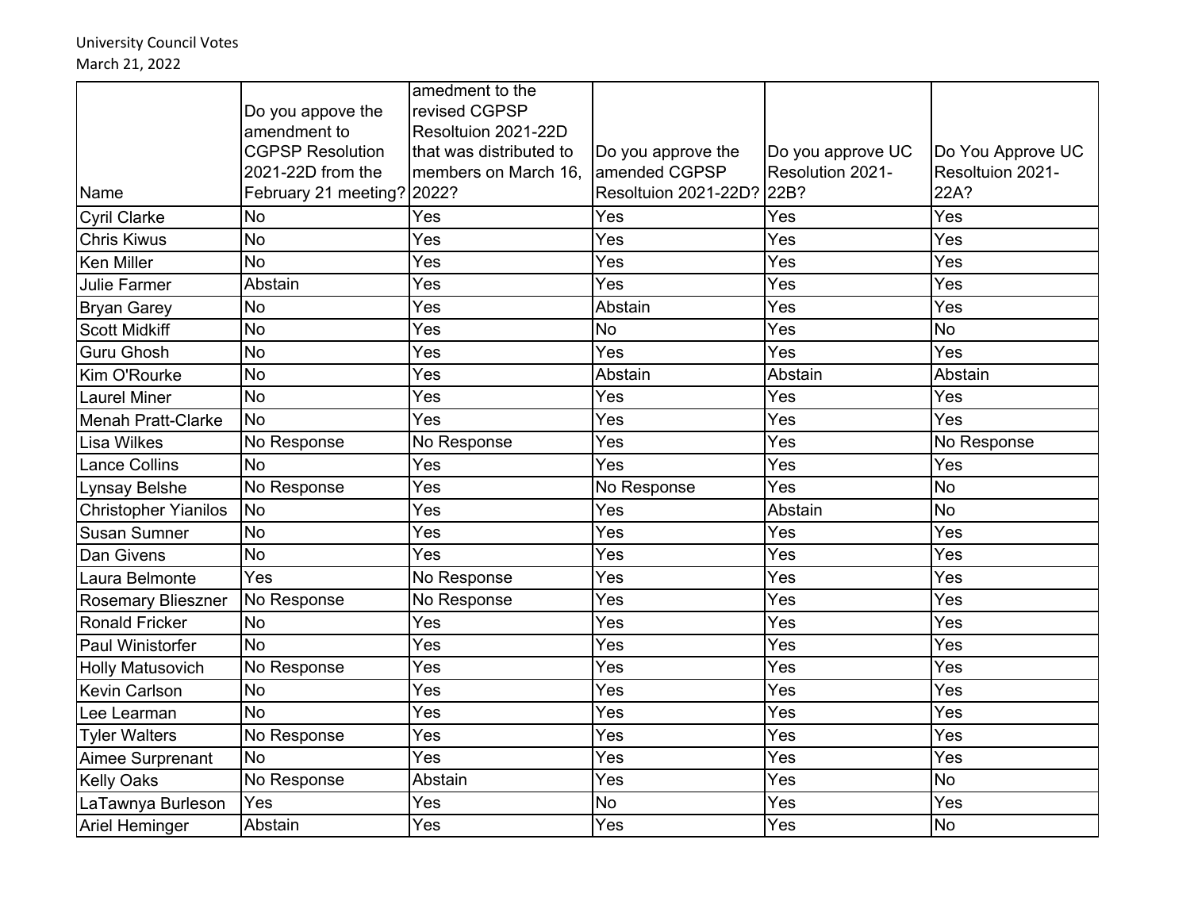University Council Votes
March 21, 2022

| Name | Do you appove the amendment to CGPSP Resolution 2021-22D from the February 21 meeting? | amedment to the revised CGPSP Resoltuion 2021-22D that was distributed to members on March 16, 2022? | Do you approve the amended CGPSP Resoltuion 2021-22D? | Do you approve UC Resolution 2021-22B? | Do You Approve UC Resoltuion 2021-22A? |
|---|---|---|---|---|---|
| Cyril Clarke | No | Yes | Yes | Yes | Yes |
| Chris Kiwus | No | Yes | Yes | Yes | Yes |
| Ken Miller | No | Yes | Yes | Yes | Yes |
| Julie Farmer | Abstain | Yes | Yes | Yes | Yes |
| Bryan Garey | No | Yes | Abstain | Yes | Yes |
| Scott Midkiff | No | Yes | No | Yes | No |
| Guru Ghosh | No | Yes | Yes | Yes | Yes |
| Kim O'Rourke | No | Yes | Abstain | Abstain | Abstain |
| Laurel Miner | No | Yes | Yes | Yes | Yes |
| Menah Pratt-Clarke | No | Yes | Yes | Yes | Yes |
| Lisa Wilkes | No Response | No Response | Yes | Yes | No Response |
| Lance Collins | No | Yes | Yes | Yes | Yes |
| Lynsay Belshe | No Response | Yes | No Response | Yes | No |
| Christopher Yianilos | No | Yes | Yes | Abstain | No |
| Susan Sumner | No | Yes | Yes | Yes | Yes |
| Dan Givens | No | Yes | Yes | Yes | Yes |
| Laura Belmonte | Yes | No Response | Yes | Yes | Yes |
| Rosemary Blieszner | No Response | No Response | Yes | Yes | Yes |
| Ronald Fricker | No | Yes | Yes | Yes | Yes |
| Paul Winistorfer | No | Yes | Yes | Yes | Yes |
| Holly Matusovich | No Response | Yes | Yes | Yes | Yes |
| Kevin Carlson | No | Yes | Yes | Yes | Yes |
| Lee Learman | No | Yes | Yes | Yes | Yes |
| Tyler Walters | No Response | Yes | Yes | Yes | Yes |
| Aimee Surprenant | No | Yes | Yes | Yes | Yes |
| Kelly Oaks | No Response | Abstain | Yes | Yes | No |
| LaTawnya Burleson | Yes | Yes | No | Yes | Yes |
| Ariel Heminger | Abstain | Yes | Yes | Yes | No |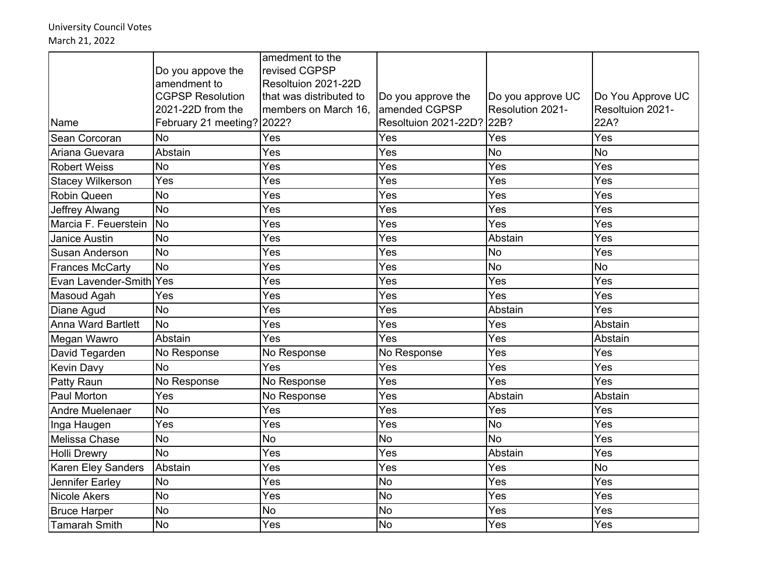University Council Votes
March 21, 2022

| Name | Do you appove the amendment to CGPSP Resolution 2021-22D from the February 21 meeting? | amedment to the revised CGPSP Resoltuion 2021-22D that was distributed to members on March 16, 2022? | Do you approve the amended CGPSP Resoltuion 2021-22D? | Do you approve UC Resolution 2021-22B? | Do You Approve UC Resoltuion 2021-22A? |
|---|---|---|---|---|---|
| Sean Corcoran | No | Yes | Yes | Yes | Yes |
| Ariana Guevara | Abstain | Yes | Yes | No | No |
| Robert Weiss | No | Yes | Yes | Yes | Yes |
| Stacey Wilkerson | Yes | Yes | Yes | Yes | Yes |
| Robin Queen | No | Yes | Yes | Yes | Yes |
| Jeffrey Alwang | No | Yes | Yes | Yes | Yes |
| Marcia F. Feuerstein | No | Yes | Yes | Yes | Yes |
| Janice Austin | No | Yes | Yes | Abstain | Yes |
| Susan Anderson | No | Yes | Yes | No | Yes |
| Frances McCarty | No | Yes | Yes | No | No |
| Evan Lavender-Smith | Yes | Yes | Yes | Yes | Yes |
| Masoud Agah | Yes | Yes | Yes | Yes | Yes |
| Diane Agud | No | Yes | Yes | Abstain | Yes |
| Anna Ward Bartlett | No | Yes | Yes | Yes | Abstain |
| Megan Wawro | Abstain | Yes | Yes | Yes | Abstain |
| David Tegarden | No Response | No Response | No Response | Yes | Yes |
| Kevin Davy | No | Yes | Yes | Yes | Yes |
| Patty Raun | No Response | No Response | Yes | Yes | Yes |
| Paul Morton | Yes | No Response | Yes | Abstain | Abstain |
| Andre Muelenaer | No | Yes | Yes | Yes | Yes |
| Inga Haugen | Yes | Yes | Yes | No | Yes |
| Melissa Chase | No | No | No | No | Yes |
| Holli Drewry | No | Yes | Yes | Abstain | Yes |
| Karen Eley Sanders | Abstain | Yes | Yes | Yes | No |
| Jennifer Earley | No | Yes | No | Yes | Yes |
| Nicole Akers | No | Yes | No | Yes | Yes |
| Bruce Harper | No | No | No | Yes | Yes |
| Tamarah Smith | No | Yes | No | Yes | Yes |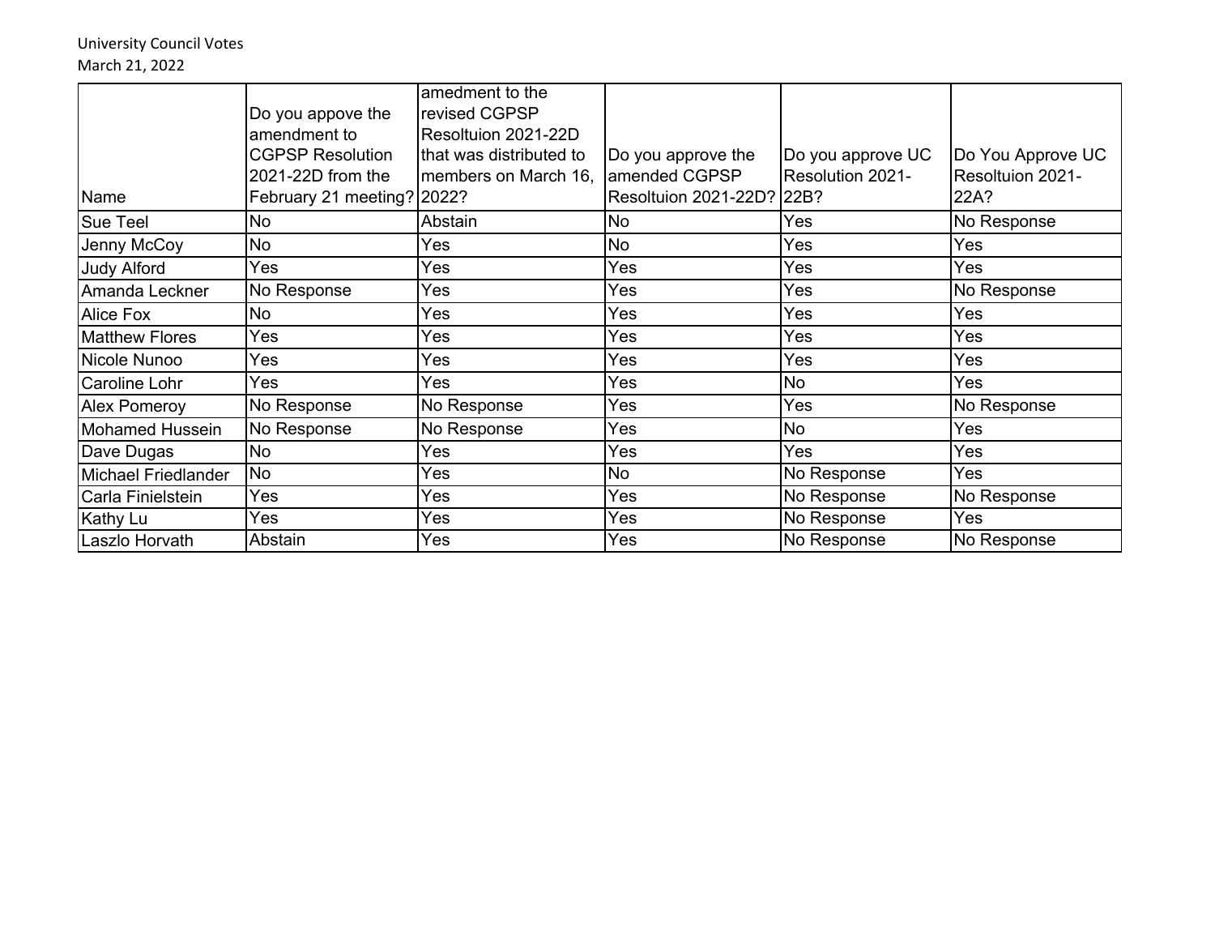University Council Votes
March 21, 2022

| Name | Do you appove the amendment to CGPSP Resolution 2021-22D from the February 21 meeting? | amedment to the revised CGPSP Resoltuion 2021-22D that was distributed to members on March 16, 2022? | Do you approve the amended CGPSP Resoltuion 2021-22D? | Do you approve UC Resolution 2021-22B? | Do You Approve UC Resoltuion 2021-22A? |
|---|---|---|---|---|---|
| Sue Teel | No | Abstain | No | Yes | No Response |
| Jenny McCoy | No | Yes | No | Yes | Yes |
| Judy Alford | Yes | Yes | Yes | Yes | Yes |
| Amanda Leckner | No Response | Yes | Yes | Yes | No Response |
| Alice Fox | No | Yes | Yes | Yes | Yes |
| Matthew Flores | Yes | Yes | Yes | Yes | Yes |
| Nicole Nunoo | Yes | Yes | Yes | Yes | Yes |
| Caroline Lohr | Yes | Yes | Yes | No | Yes |
| Alex Pomeroy | No Response | No Response | Yes | Yes | No Response |
| Mohamed Hussein | No Response | No Response | Yes | No | Yes |
| Dave Dugas | No | Yes | Yes | Yes | Yes |
| Michael Friedlander | No | Yes | No | No Response | Yes |
| Carla Finielstein | Yes | Yes | Yes | No Response | No Response |
| Kathy Lu | Yes | Yes | Yes | No Response | Yes |
| Laszlo Horvath | Abstain | Yes | Yes | No Response | No Response |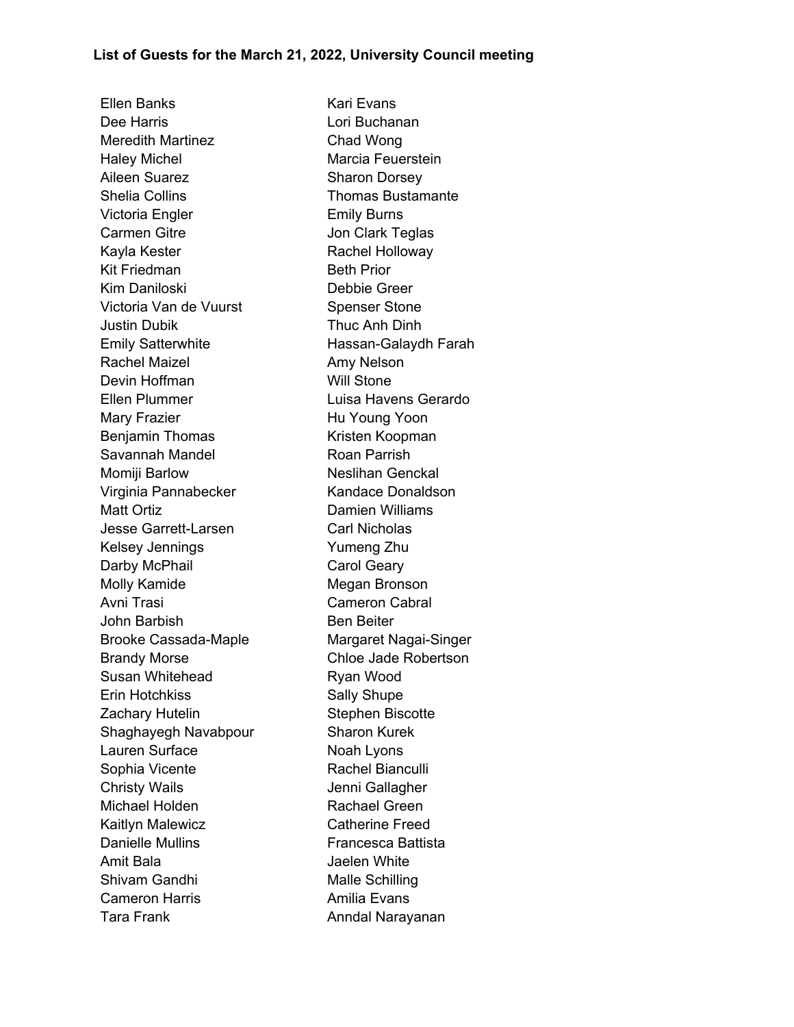**List of Guests for the March 21, 2022, University Council meeting**

Ellen Banks
Dee Harris
Meredith Martinez
Haley Michel
Aileen Suarez
Shelia Collins
Victoria Engler
Carmen Gitre
Kayla Kester
Kit Friedman
Kim Daniloski
Victoria Van de Vuurst
Justin Dubik
Emily Satterwhite
Rachel Maizel
Devin Hoffman
Ellen Plummer
Mary Frazier
Benjamin Thomas
Savannah Mandel
Momiji Barlow
Virginia Pannabecker
Matt Ortiz
Jesse Garrett-Larsen
Kelsey Jennings
Darby McPhail
Molly Kamide
Avni Trasi
John Barbish
Brooke Cassada-Maple
Brandy Morse
Susan Whitehead
Erin Hotchkiss
Zachary Hutelin
Shaghayegh Navabpour
Lauren Surface
Sophia Vicente
Christy Wails
Michael Holden
Kaitlyn Malewicz
Danielle Mullins
Amit Bala
Shivam Gandhi
Cameron Harris
Tara Frank
Kari Evans
Lori Buchanan
Chad Wong
Marcia Feuerstein
Sharon Dorsey
Thomas Bustamante
Emily Burns
Jon Clark Teglas
Rachel Holloway
Beth Prior
Debbie Greer
Spenser Stone
Thuc Anh Dinh
Hassan-Galaydh Farah
Amy Nelson
Will Stone
Luisa Havens Gerardo
Hu Young Yoon
Kristen Koopman
Roan Parrish
Neslihan Genckal
Kandace Donaldson
Damien Williams
Carl Nicholas
Yumeng Zhu
Carol Geary
Megan Bronson
Cameron Cabral
Ben Beiter
Margaret Nagai-Singer
Chloe Jade Robertson
Ryan Wood
Sally Shupe
Stephen Biscotte
Sharon Kurek
Noah Lyons
Rachel Bianculli
Jenni Gallagher
Rachael Green
Catherine Freed
Francesca Battista
Jaelen White
Malle Schilling
Amilia Evans
Anndal Narayanan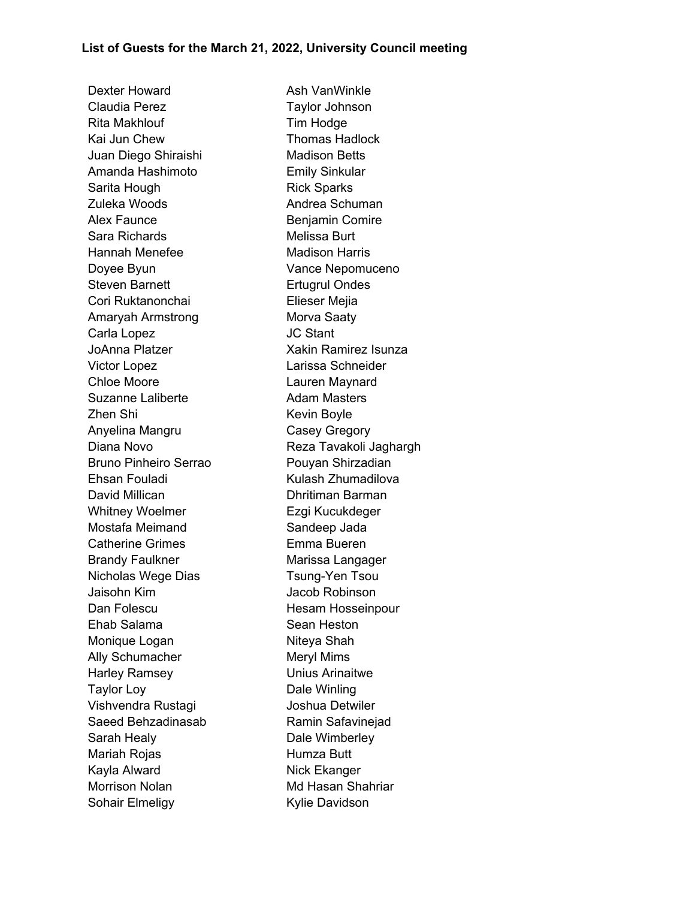**List of Guests for the March 21, 2022, University Council meeting**

Dexter Howard
Claudia Perez
Rita Makhlouf
Kai Jun Chew
Juan Diego Shiraishi
Amanda Hashimoto
Sarita Hough
Zuleka Woods
Alex Faunce
Sara Richards
Hannah Menefee
Doyee Byun
Steven Barnett
Cori Ruktanonchai
Amaryah Armstrong
Carla Lopez
JoAnna Platzer
Victor Lopez
Chloe Moore
Suzanne Laliberte
Zhen Shi
Anyelina Mangru
Diana Novo
Bruno Pinheiro Serrao
Ehsan Fouladi
David Millican
Whitney Woelmer
Mostafa Meimand
Catherine Grimes
Brandy Faulkner
Nicholas Wege Dias
Jaisohn Kim
Dan Folescu
Ehab Salama
Monique Logan
Ally Schumacher
Harley Ramsey
Taylor Loy
Vishvendra Rustagi
Saeed Behzadinasab
Sarah Healy
Mariah Rojas
Kayla Alward
Morrison Nolan
Sohair Elmeligy
Ash VanWinkle
Taylor Johnson
Tim Hodge
Thomas Hadlock
Madison Betts
Emily Sinkular
Rick Sparks
Andrea Schuman
Benjamin Comire
Melissa Burt
Madison Harris
Vance Nepomuceno
Ertugrul Ondes
Elieser Mejia
Morva Saaty
JC Stant
Xakin Ramirez Isunza
Larissa Schneider
Lauren Maynard
Adam Masters
Kevin Boyle
Casey Gregory
Reza Tavakoli Jaghargh
Pouyan Shirzadian
Kulash Zhumadilova
Dhritiman Barman
Ezgi Kucukdeger
Sandeep Jada
Emma Bueren
Marissa Langager
Tsung-Yen Tsou
Jacob Robinson
Hesam Hosseinpour
Sean Heston
Niteya Shah
Meryl Mims
Unius Arinaitwe
Dale Winling
Joshua Detwiler
Ramin Safavinejad
Dale Wimberley
Humza Butt
Nick Ekanger
Md Hasan Shahriar
Kylie Davidson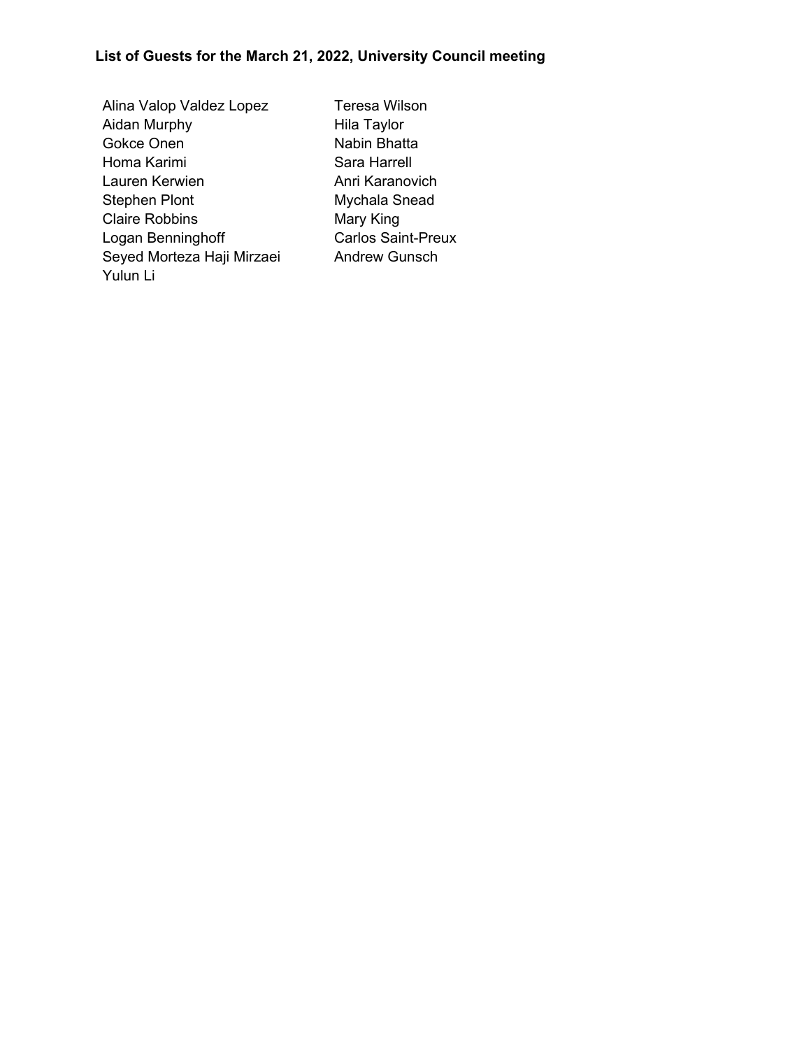**List of Guests for the March 21, 2022, University Council meeting**

Alina Valop Valdez Lopez
Aidan Murphy
Gokce Onen
Homa Karimi
Lauren Kerwien
Stephen Plont
Claire Robbins
Logan Benninghoff
Seyed Morteza Haji Mirzaei
Yulun Li
Teresa Wilson
Hila Taylor
Nabin Bhatta
Sara Harrell
Anri Karanovich
Mychala Snead
Mary King
Carlos Saint-Preux
Andrew Gunsch